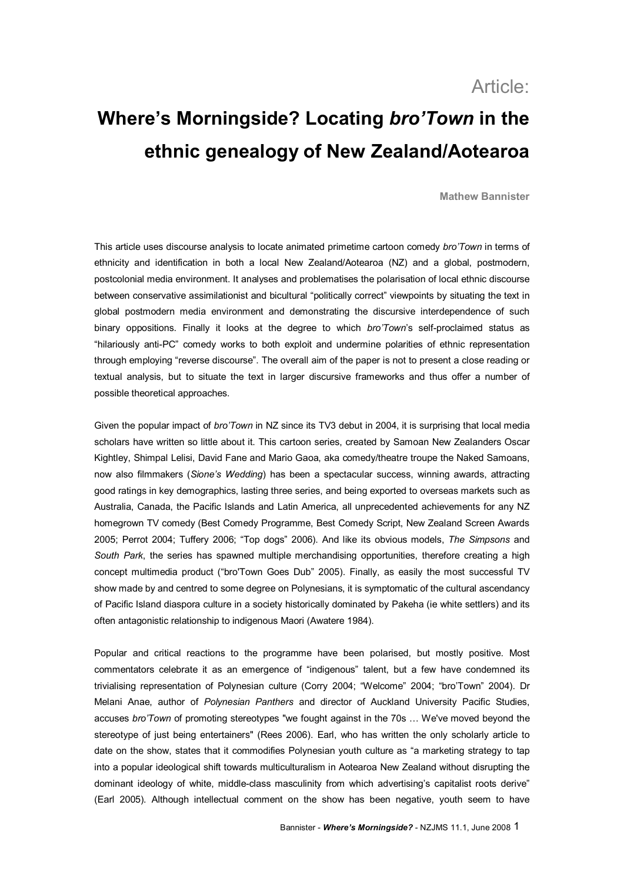Article:

# Where's Morningside? Locating *bro'Town* in the ethnic genealogy of New Zealand/Aotearoa

**Mathew Bannister**

This article uses discourse analysis to locate animated primetime cartoon comedy *bro'Town* in terms of ethnicity and identification in both a local New Zealand/Aotearoa (NZ) and a global, postmodern, postcolonial media environment. It analyses and problematises the polarisation of local ethnic discourse between conservative assimilationist and bicultural "politically correct" viewpoints by situating the text in global postmodern media environment and demonstrating the discursive interdependence of such binary oppositions. Finally it looks at the degree to which *bro'Town*'s self-proclaimed status as "hilariously anti-PC" comedy works to both exploit and undermine polarities of ethnic representation through employing "reverse discourse". The overall aim of the paper is not to present a close reading or textual analysis, but to situate the text in larger discursive frameworks and thus offer a number of possible theoretical approaches.

Given the popular impact of *bro'Town* in NZ since its TV3 debut in 2004, it is surprising that local media scholars have written so little about it. This cartoon series, created by Samoan New Zealanders Oscar Kightley, Shimpal Lelisi, David Fane and Mario Gaoa, aka comedy/theatre troupe the Naked Samoans, now also filmmakers (*Sione's Wedding*) has been a spectacular success, winning awards, attracting good ratings in key demographics, lasting three series, and being exported to overseas markets such as Australia, Canada, the Pacific Islands and Latin America, all unprecedented achievements for any NZ homegrown TV comedy (Best Comedy Programme, Best Comedy Script, New Zealand Screen Awards 2005; Perrot 2004; Tuffery 2006; "Top dogs" 2006). And like its obvious models, *The Simpsons* and *South Park*, the series has spawned multiple merchandising opportunities, therefore creating a high concept multimedia product ("bro'Town Goes Dub" 2005). Finally, as easily the most successful TV show made by and centred to some degree on Polynesians, it is symptomatic of the cultural ascendancy of Pacific Island diaspora culture in a society historically dominated by Pakeha (ie white settlers) and its often antagonistic relationship to indigenous Maori (Awatere 1984).

Popular and critical reactions to the programme have been polarised, but mostly positive. Most commentators celebrate it as an emergence of "indigenous" talent, but a few have condemned its trivialising representation of Polynesian culture (Corry 2004; "Welcome" 2004; "bro'Town" 2004). Dr Melani Anae, author of *Polynesian Panthers* and director of Auckland University Pacific Studies, accuses *bro'Town* of promoting stereotypes "we fought against in the 70s … We've moved beyond the stereotype of just being entertainers" (Rees 2006). Earl, who has written the only scholarly article to date on the show, states that it commodifies Polynesian youth culture as "a marketing strategy to tap into a popular ideological shift towards multiculturalism in Aotearoa New Zealand without disrupting the dominant ideology of white, middle-class masculinity from which advertising's capitalist roots derive" (Earl 2005). Although intellectual comment on the show has been negative, youth seem to have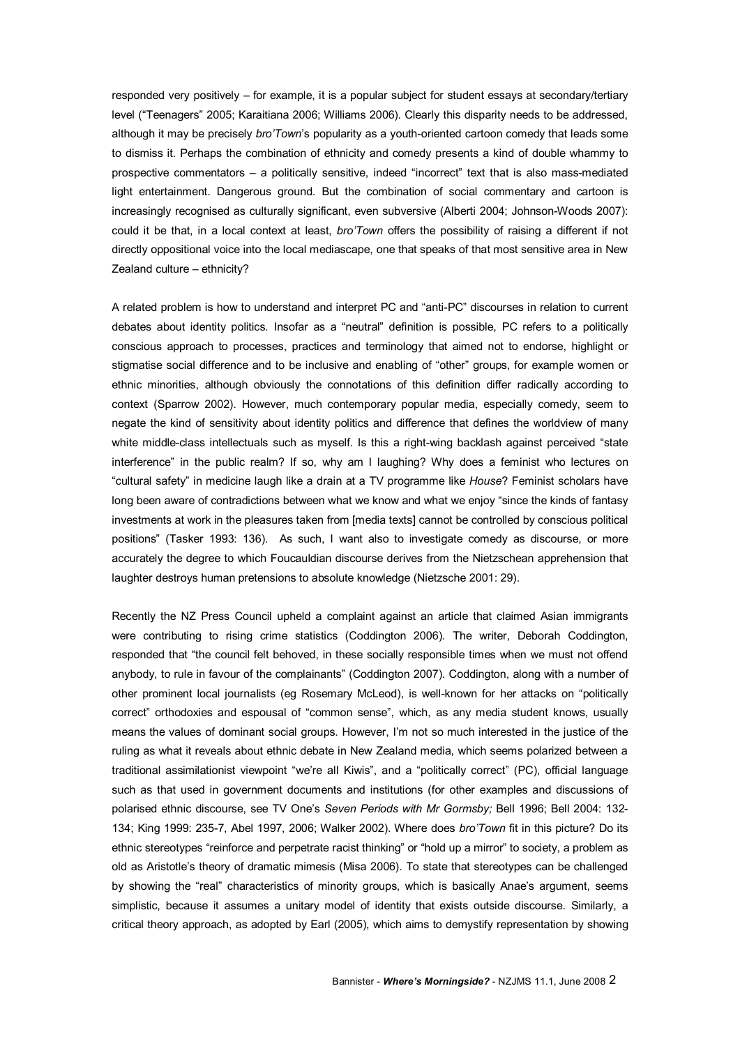responded very positively – for example, it is a popular subject for student essays at secondary/tertiary level ("Teenagers" 2005; Karaitiana 2006; Williams 2006). Clearly this disparity needs to be addressed, although it may be precisely *bro'Town*'s popularity as a youth-oriented cartoon comedy that leads some to dismiss it. Perhaps the combination of ethnicity and comedy presents a kind of double whammy to prospective commentators – a politically sensitive, indeed "incorrect" text that is also mass-mediated light entertainment. Dangerous ground. But the combination of social commentary and cartoon is increasingly recognised as culturally significant, even subversive (Alberti 2004; Johnson-Woods 2007): could it be that, in a local context at least, *bro'Town* offers the possibility of raising a different if not directly oppositional voice into the local mediascape, one that speaks of that most sensitive area in New Zealand culture – ethnicity?

A related problem is how to understand and interpret PC and "anti-PC" discourses in relation to current debates about identity politics. Insofar as a "neutral" definition is possible, PC refers to a politically conscious approach to processes, practices and terminology that aimed not to endorse, highlight or stigmatise social difference and to be inclusive and enabling of "other" groups, for example women or ethnic minorities, although obviously the connotations of this definition differ radically according to context (Sparrow 2002). However, much contemporary popular media, especially comedy, seem to negate the kind of sensitivity about identity politics and difference that defines the worldview of many white middle-class intellectuals such as myself. Is this a right-wing backlash against perceived "state interference" in the public realm? If so, why am I laughing? Why does a feminist who lectures on "cultural safety" in medicine laugh like a drain at a TV programme like *House*? Feminist scholars have long been aware of contradictions between what we know and what we enjoy "since the kinds of fantasy investments at work in the pleasures taken from [media texts] cannot be controlled by conscious political positions" (Tasker 1993: 136). As such, I want also to investigate comedy as discourse, or more accurately the degree to which Foucauldian discourse derives from the Nietzschean apprehension that laughter destroys human pretensions to absolute knowledge (Nietzsche 2001: 29).

Recently the NZ Press Council upheld a complaint against an article that claimed Asian immigrants were contributing to rising crime statistics (Coddington 2006). The writer, Deborah Coddington, responded that "the council felt behoved, in these socially responsible times when we must not offend anybody, to rule in favour of the complainants" (Coddington 2007). Coddington, along with a number of other prominent local journalists (eg Rosemary McLeod), is well-known for her attacks on "politically correct" orthodoxies and espousal of "common sense", which, as any media student knows, usually means the values of dominant social groups. However, I'm not so much interested in the justice of the ruling as what it reveals about ethnic debate in New Zealand media, which seems polarized between a traditional assimilationist viewpoint "we're all Kiwis", and a "politically correct" (PC), official language such as that used in government documents and institutions (for other examples and discussions of polarised ethnic discourse, see TV One's *Seven Periods with Mr Gormsby;* Bell 1996; Bell 2004: 132-134; King 1999: 235-7, Abel 1997, 2006; Walker 2002). Where does *bro'Town* fit in this picture? Do its ethnic stereotypes "reinforce and perpetrate racist thinking" or "hold up a mirror" to society, a problem as old as Aristotle's theory of dramatic mimesis (Misa 2006). To state that stereotypes can be challenged by showing the "real" characteristics of minority groups, which is basically Anae's argument, seems simplistic, because it assumes a unitary model of identity that exists outside discourse. Similarly, a critical theory approach, as adopted by Earl (2005), which aims to demystify representation by showing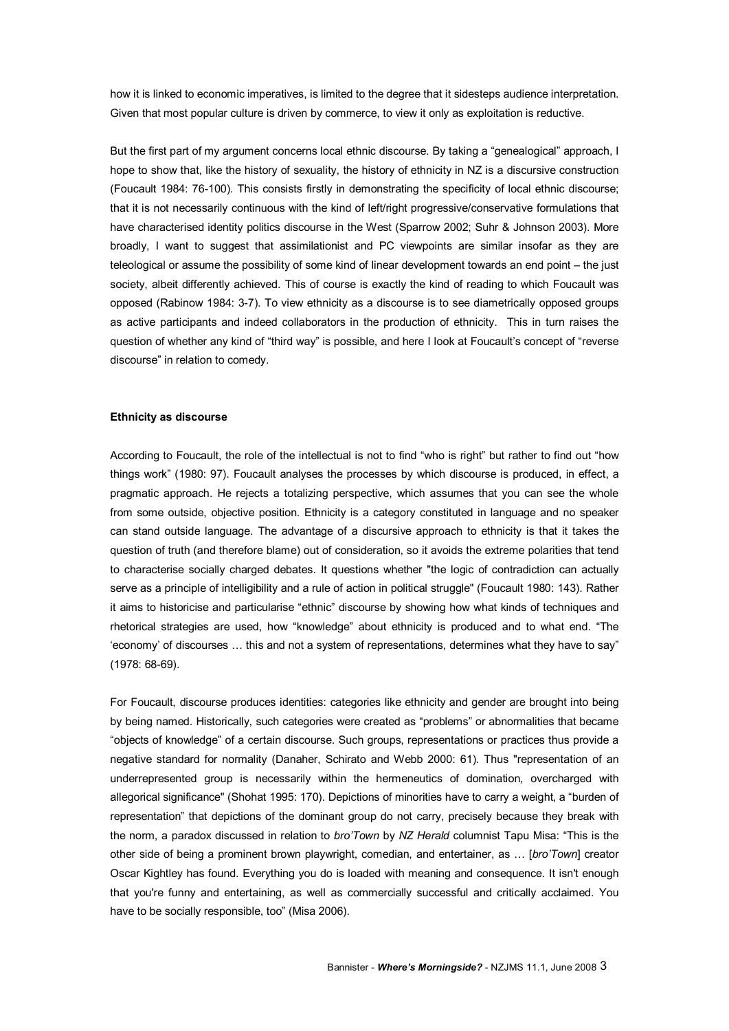how it is linked to economic imperatives, is limited to the degree that it sidesteps audience interpretation. Given that most popular culture is driven by commerce, to view it only as exploitation is reductive.

But the first part of my argument concerns local ethnic discourse. By taking a "genealogical" approach, I hope to show that, like the history of sexuality, the history of ethnicity in NZ is a discursive construction (Foucault 1984: 76-100). This consists firstly in demonstrating the specificity of local ethnic discourse; that it is not necessarily continuous with the kind of left/right progressive/conservative formulations that have characterised identity politics discourse in the West (Sparrow 2002; Suhr & Johnson 2003). More broadly, I want to suggest that assimilationist and PC viewpoints are similar insofar as they are teleological or assume the possibility of some kind of linear development towards an end point – the just society, albeit differently achieved. This of course is exactly the kind of reading to which Foucault was opposed (Rabinow 1984: 3-7). To view ethnicity as a discourse is to see diametrically opposed groups as active participants and indeed collaborators in the production of ethnicity. This in turn raises the question of whether any kind of "third way" is possible, and here I look at Foucault's concept of "reverse discourse" in relation to comedy.

**Ethnicity as discourse**

According to Foucault, the role of the intellectual is not to find "who is right" but rather to find out "how things work" (1980: 97). Foucault analyses the processes by which discourse is produced, in effect, a pragmatic approach. He rejects a totalizing perspective, which assumes that you can see the whole from some outside, objective position. Ethnicity is a category constituted in language and no speaker can stand outside language. The advantage of a discursive approach to ethnicity is that it takes the question of truth (and therefore blame) out of consideration, so it avoids the extreme polarities that tend to characterise socially charged debates. It questions whether "the logic of contradiction can actually serve as a principle of intelligibility and a rule of action in political struggle" (Foucault 1980: 143). Rather it aims to historicise and particularise "ethnic" discourse by showing how what kinds of techniques and rhetorical strategies are used, how "knowledge" about ethnicity is produced and to what end. "The 'economy' of discourses … this and not a system of representations, determines what they have to say" (1978: 68-69).

For Foucault, discourse produces identities: categories like ethnicity and gender are brought into being by being named. Historically, such categories were created as "problems" or abnormalities that became "objects of knowledge" of a certain discourse. Such groups, representations or practices thus provide a negative standard for normality (Danaher, Schirato and Webb 2000: 61). Thus "representation of an underrepresented group is necessarily within the hermeneutics of domination, overcharged with allegorical significance" (Shohat 1995: 170). Depictions of minorities have to carry a weight, a "burden of representation" that depictions of the dominant group do not carry, precisely because they break with the norm, a paradox discussed in relation to *bro'Town* by *NZ Herald* columnist Tapu Misa: "This is the other side of being a prominent brown playwright, comedian, and entertainer, as … [*bro'Town*] creator Oscar Kightley has found. Everything you do is loaded with meaning and consequence. It isn't enough that you're funny and entertaining, as well as commercially successful and critically acclaimed. You have to be socially responsible, too" (Misa 2006).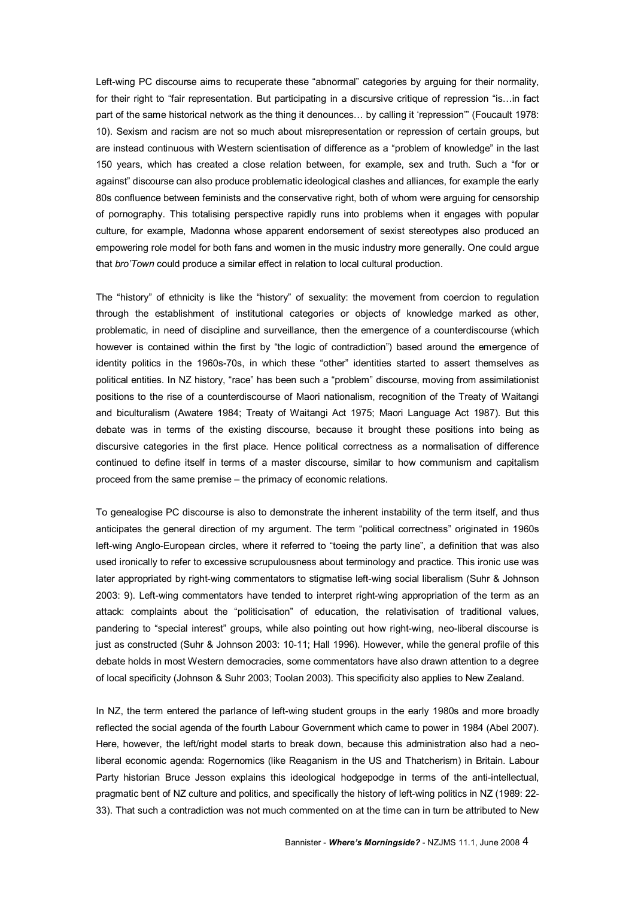Left-wing PC discourse aims to recuperate these "abnormal" categories by arguing for their normality, for their right to "fair representation. But participating in a discursive critique of repression "is…in fact part of the same historical network as the thing it denounces… by calling it 'repression'" (Foucault 1978: 10). Sexism and racism are not so much about misrepresentation or repression of certain groups, but are instead continuous with Western scientisation of difference as a "problem of knowledge" in the last 150 years, which has created a close relation between, for example, sex and truth. Such a "for or against" discourse can also produce problematic ideological clashes and alliances, for example the early 80s confluence between feminists and the conservative right, both of whom were arguing for censorship of pornography. This totalising perspective rapidly runs into problems when it engages with popular culture, for example, Madonna whose apparent endorsement of sexist stereotypes also produced an empowering role model for both fans and women in the music industry more generally. One could argue that *bro'Town* could produce a similar effect in relation to local cultural production.

The "history" of ethnicity is like the "history" of sexuality: the movement from coercion to regulation through the establishment of institutional categories or objects of knowledge marked as other, problematic, in need of discipline and surveillance, then the emergence of a counterdiscourse (which however is contained within the first by "the logic of contradiction") based around the emergence of identity politics in the 1960s-70s, in which these "other" identities started to assert themselves as political entities. In NZ history, "race" has been such a "problem" discourse, moving from assimilationist positions to the rise of a counterdiscourse of Maori nationalism, recognition of the Treaty of Waitangi and biculturalism (Awatere 1984; Treaty of Waitangi Act 1975; Maori Language Act 1987). But this debate was in terms of the existing discourse, because it brought these positions into being as discursive categories in the first place. Hence political correctness as a normalisation of difference continued to define itself in terms of a master discourse, similar to how communism and capitalism proceed from the same premise – the primacy of economic relations.

To genealogise PC discourse is also to demonstrate the inherent instability of the term itself, and thus anticipates the general direction of my argument. The term "political correctness" originated in 1960s left-wing Anglo-European circles, where it referred to "toeing the party line", a definition that was also used ironically to refer to excessive scrupulousness about terminology and practice. This ironic use was later appropriated by right-wing commentators to stigmatise left-wing social liberalism (Suhr & Johnson 2003: 9). Left-wing commentators have tended to interpret right-wing appropriation of the term as an attack: complaints about the "politicisation" of education, the relativisation of traditional values, pandering to "special interest" groups, while also pointing out how right-wing, neo-liberal discourse is just as constructed (Suhr & Johnson 2003: 10-11; Hall 1996). However, while the general profile of this debate holds in most Western democracies, some commentators have also drawn attention to a degree of local specificity (Johnson & Suhr 2003; Toolan 2003). This specificity also applies to New Zealand.

In NZ, the term entered the parlance of left-wing student groups in the early 1980s and more broadly reflected the social agenda of the fourth Labour Government which came to power in 1984 (Abel 2007). Here, however, the left/right model starts to break down, because this administration also had a neo-liberal economic agenda: Rogernomics (like Reaganism in the US and Thatcherism) in Britain. Labour Party historian Bruce Jesson explains this ideological hodgepodge in terms of the anti-intellectual, pragmatic bent of NZ culture and politics, and specifically the history of left-wing politics in NZ (1989: 22-33). That such a contradiction was not much commented on at the time can in turn be attributed to New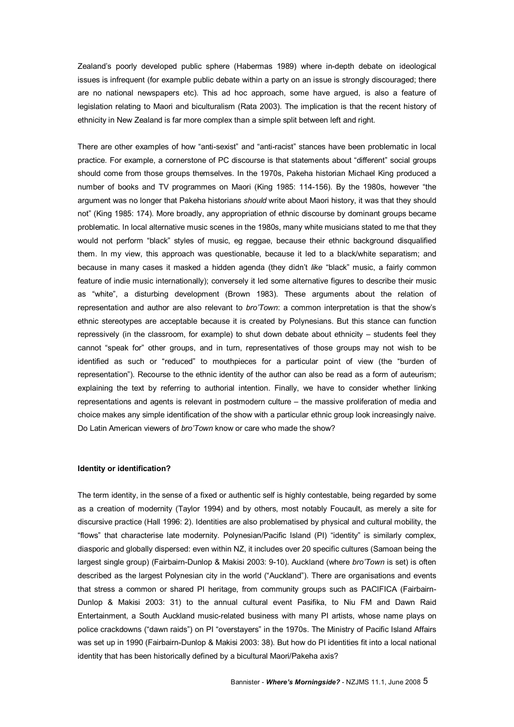Zealand's poorly developed public sphere (Habermas 1989) where in-depth debate on ideological issues is infrequent (for example public debate within a party on an issue is strongly discouraged; there are no national newspapers etc). This ad hoc approach, some have argued, is also a feature of legislation relating to Maori and biculturalism (Rata 2003). The implication is that the recent history of ethnicity in New Zealand is far more complex than a simple split between left and right.

There are other examples of how "anti-sexist" and "anti-racist" stances have been problematic in local practice. For example, a cornerstone of PC discourse is that statements about "different" social groups should come from those groups themselves. In the 1970s, Pakeha historian Michael King produced a number of books and TV programmes on Maori (King 1985: 114-156). By the 1980s, however "the argument was no longer that Pakeha historians *should* write about Maori history, it was that they should not" (King 1985: 174). More broadly, any appropriation of ethnic discourse by dominant groups became problematic. In local alternative music scenes in the 1980s, many white musicians stated to me that they would not perform "black" styles of music, eg reggae, because their ethnic background disqualified them. In my view, this approach was questionable, because it led to a black/white separatism; and because in many cases it masked a hidden agenda (they didn't *like* "black" music, a fairly common feature of indie music internationally); conversely it led some alternative figures to describe their music as "white", a disturbing development (Brown 1983). These arguments about the relation of representation and author are also relevant to *bro'Town*: a common interpretation is that the show's ethnic stereotypes are acceptable because it is created by Polynesians. But this stance can function repressively (in the classroom, for example) to shut down debate about ethnicity – students feel they cannot "speak for" other groups, and in turn, representatives of those groups may not wish to be identified as such or "reduced" to mouthpieces for a particular point of view (the "burden of representation"). Recourse to the ethnic identity of the author can also be read as a form of auteurism; explaining the text by referring to authorial intention. Finally, we have to consider whether linking representations and agents is relevant in postmodern culture – the massive proliferation of media and choice makes any simple identification of the show with a particular ethnic group look increasingly naive. Do Latin American viewers of *bro'Town* know or care who made the show?

**Identity or identification?**

The term identity, in the sense of a fixed or authentic self is highly contestable, being regarded by some as a creation of modernity (Taylor 1994) and by others, most notably Foucault, as merely a site for discursive practice (Hall 1996: 2). Identities are also problematised by physical and cultural mobility, the "flows" that characterise late modernity. Polynesian/Pacific Island (PI) "identity" is similarly complex, diasporic and globally dispersed: even within NZ, it includes over 20 specific cultures (Samoan being the largest single group) (Fairbairn-Dunlop & Makisi 2003: 9-10). Auckland (where *bro'Town* is set) is often described as the largest Polynesian city in the world ("Auckland"). There are organisations and events that stress a common or shared PI heritage, from community groups such as PACIFICA (Fairbairn-Dunlop & Makisi 2003: 31) to the annual cultural event Pasifika, to Niu FM and Dawn Raid Entertainment, a South Auckland music-related business with many PI artists, whose name plays on police crackdowns ("dawn raids") on PI "overstayers" in the 1970s. The Ministry of Pacific Island Affairs was set up in 1990 (Fairbairn-Dunlop & Makisi 2003: 38). But how do PI identities fit into a local national identity that has been historically defined by a bicultural Maori/Pakeha axis?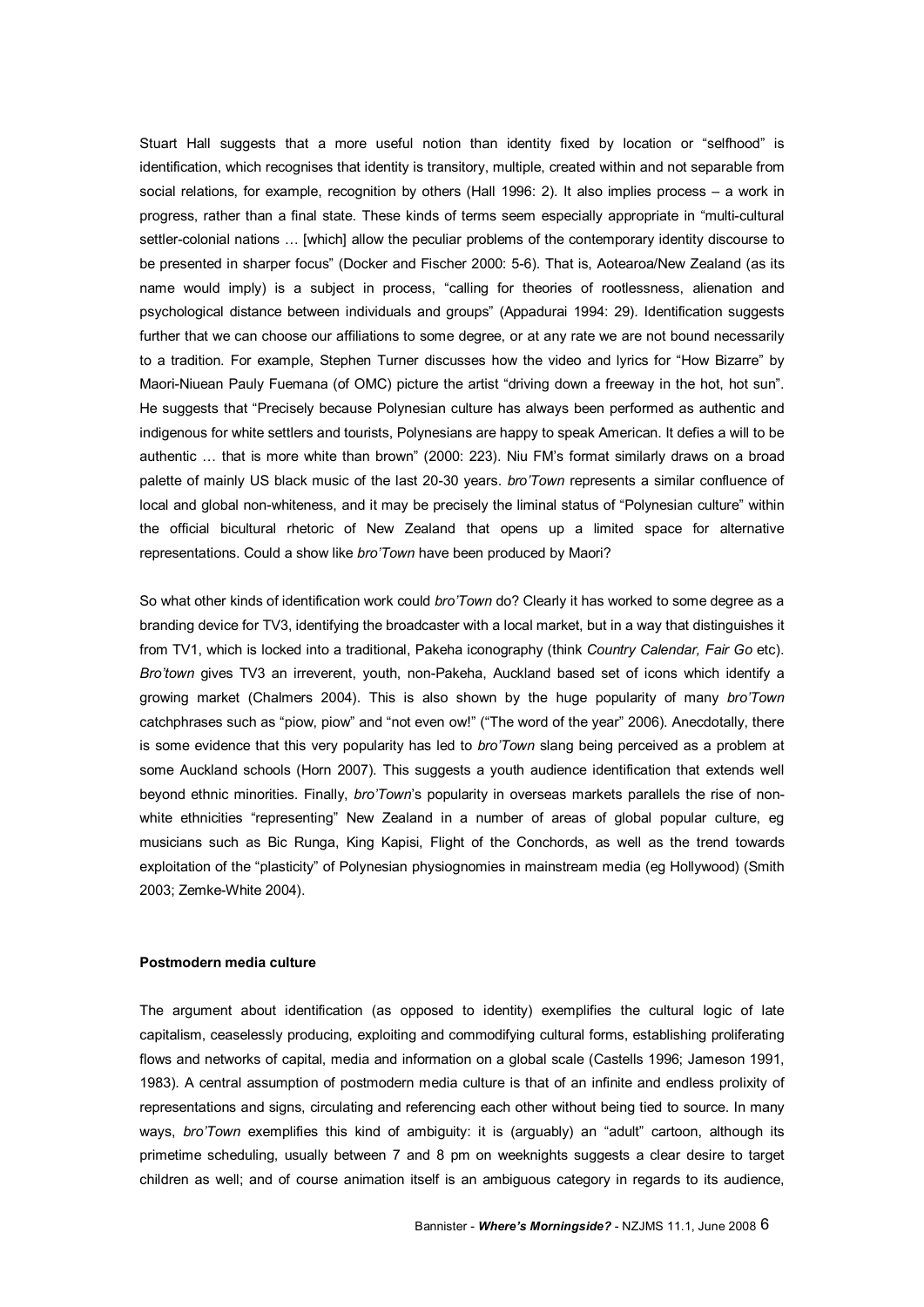Stuart Hall suggests that a more useful notion than identity fixed by location or "selfhood" is identification, which recognises that identity is transitory, multiple, created within and not separable from social relations, for example, recognition by others (Hall 1996: 2). It also implies process – a work in progress, rather than a final state. These kinds of terms seem especially appropriate in "multi-cultural settler-colonial nations … [which] allow the peculiar problems of the contemporary identity discourse to be presented in sharper focus" (Docker and Fischer 2000: 5-6). That is, Aotearoa/New Zealand (as its name would imply) is a subject in process, "calling for theories of rootlessness, alienation and psychological distance between individuals and groups" (Appadurai 1994: 29). Identification suggests further that we can choose our affiliations to some degree, or at any rate we are not bound necessarily to a tradition. For example, Stephen Turner discusses how the video and lyrics for "How Bizarre" by Maori-Niuean Pauly Fuemana (of OMC) picture the artist "driving down a freeway in the hot, hot sun". He suggests that "Precisely because Polynesian culture has always been performed as authentic and indigenous for white settlers and tourists, Polynesians are happy to speak American. It defies a will to be authentic … that is more white than brown" (2000: 223). Niu FM's format similarly draws on a broad palette of mainly US black music of the last 20-30 years. *bro'Town* represents a similar confluence of local and global non-whiteness, and it may be precisely the liminal status of "Polynesian culture" within the official bicultural rhetoric of New Zealand that opens up a limited space for alternative representations. Could a show like *bro'Town* have been produced by Maori?

So what other kinds of identification work could *bro'Town* do? Clearly it has worked to some degree as a branding device for TV3, identifying the broadcaster with a local market, but in a way that distinguishes it from TV1, which is locked into a traditional, Pakeha iconography (think *Country Calendar, Fair Go* etc). *Bro'town* gives TV3 an irreverent, youth, non-Pakeha, Auckland based set of icons which identify a growing market (Chalmers 2004). This is also shown by the huge popularity of many *bro'Town* catchphrases such as "piow, piow" and "not even ow!" ("The word of the year" 2006). Anecdotally, there is some evidence that this very popularity has led to *bro'Town* slang being perceived as a problem at some Auckland schools (Horn 2007). This suggests a youth audience identification that extends well beyond ethnic minorities. Finally, *bro'Town*'s popularity in overseas markets parallels the rise of non-white ethnicities "representing" New Zealand in a number of areas of global popular culture, eg musicians such as Bic Runga, King Kapisi, Flight of the Conchords, as well as the trend towards exploitation of the "plasticity" of Polynesian physiognomies in mainstream media (eg Hollywood) (Smith 2003; Zemke-White 2004).

**Postmodern media culture**

The argument about identification (as opposed to identity) exemplifies the cultural logic of late capitalism, ceaselessly producing, exploiting and commodifying cultural forms, establishing proliferating flows and networks of capital, media and information on a global scale (Castells 1996; Jameson 1991, 1983). A central assumption of postmodern media culture is that of an infinite and endless prolixity of representations and signs, circulating and referencing each other without being tied to source. In many ways, *bro'Town* exemplifies this kind of ambiguity: it is (arguably) an "adult" cartoon, although its primetime scheduling, usually between 7 and 8 pm on weeknights suggests a clear desire to target children as well; and of course animation itself is an ambiguous category in regards to its audience,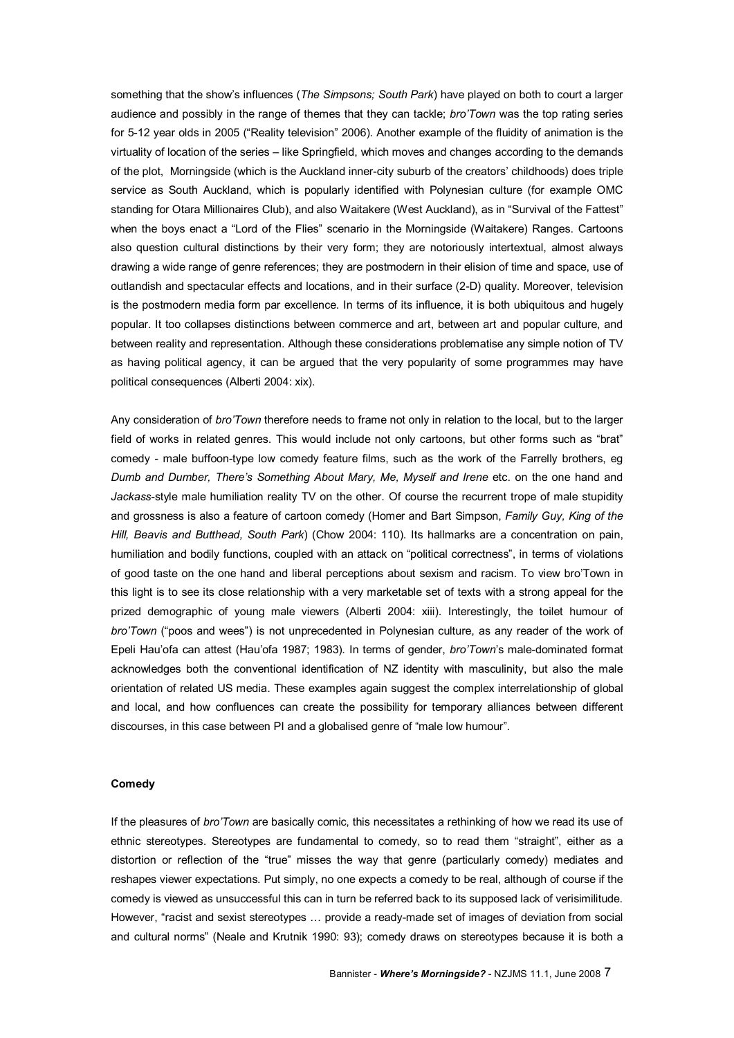something that the show's influences (*The Simpsons; South Park*) have played on both to court a larger audience and possibly in the range of themes that they can tackle; *bro'Town* was the top rating series for 5-12 year olds in 2005 ("Reality television" 2006). Another example of the fluidity of animation is the virtuality of location of the series – like Springfield, which moves and changes according to the demands of the plot, Morningside (which is the Auckland inner-city suburb of the creators' childhoods) does triple service as South Auckland, which is popularly identified with Polynesian culture (for example OMC standing for Otara Millionaires Club), and also Waitakere (West Auckland), as in "Survival of the Fattest" when the boys enact a "Lord of the Flies" scenario in the Morningside (Waitakere) Ranges. Cartoons also question cultural distinctions by their very form; they are notoriously intertextual, almost always drawing a wide range of genre references; they are postmodern in their elision of time and space, use of outlandish and spectacular effects and locations, and in their surface (2-D) quality. Moreover, television is the postmodern media form par excellence. In terms of its influence, it is both ubiquitous and hugely popular. It too collapses distinctions between commerce and art, between art and popular culture, and between reality and representation. Although these considerations problematise any simple notion of TV as having political agency, it can be argued that the very popularity of some programmes may have political consequences (Alberti 2004: xix).

Any consideration of *bro'Town* therefore needs to frame not only in relation to the local, but to the larger field of works in related genres. This would include not only cartoons, but other forms such as "brat" comedy - male buffoon-type low comedy feature films, such as the work of the Farrelly brothers, eg *Dumb and Dumber, There's Something About Mary, Me, Myself and Irene* etc. on the one hand and *Jackass*-style male humiliation reality TV on the other. Of course the recurrent trope of male stupidity and grossness is also a feature of cartoon comedy (Homer and Bart Simpson, *Family Guy, King of the Hill, Beavis and Butthead, South Park*) (Chow 2004: 110). Its hallmarks are a concentration on pain, humiliation and bodily functions, coupled with an attack on "political correctness", in terms of violations of good taste on the one hand and liberal perceptions about sexism and racism. To view bro'Town in this light is to see its close relationship with a very marketable set of texts with a strong appeal for the prized demographic of young male viewers (Alberti 2004: xiii). Interestingly, the toilet humour of *bro'Town* ("poos and wees") is not unprecedented in Polynesian culture, as any reader of the work of Epeli Hau'ofa can attest (Hau'ofa 1987; 1983). In terms of gender, *bro'Town*'s male-dominated format acknowledges both the conventional identification of NZ identity with masculinity, but also the male orientation of related US media. These examples again suggest the complex interrelationship of global and local, and how confluences can create the possibility for temporary alliances between different discourses, in this case between PI and a globalised genre of "male low humour".

## Comedy

If the pleasures of *bro'Town* are basically comic, this necessitates a rethinking of how we read its use of ethnic stereotypes. Stereotypes are fundamental to comedy, so to read them "straight", either as a distortion or reflection of the "true" misses the way that genre (particularly comedy) mediates and reshapes viewer expectations. Put simply, no one expects a comedy to be real, although of course if the comedy is viewed as unsuccessful this can in turn be referred back to its supposed lack of verisimilitude. However, "racist and sexist stereotypes … provide a ready-made set of images of deviation from social and cultural norms" (Neale and Krutnik 1990: 93); comedy draws on stereotypes because it is both a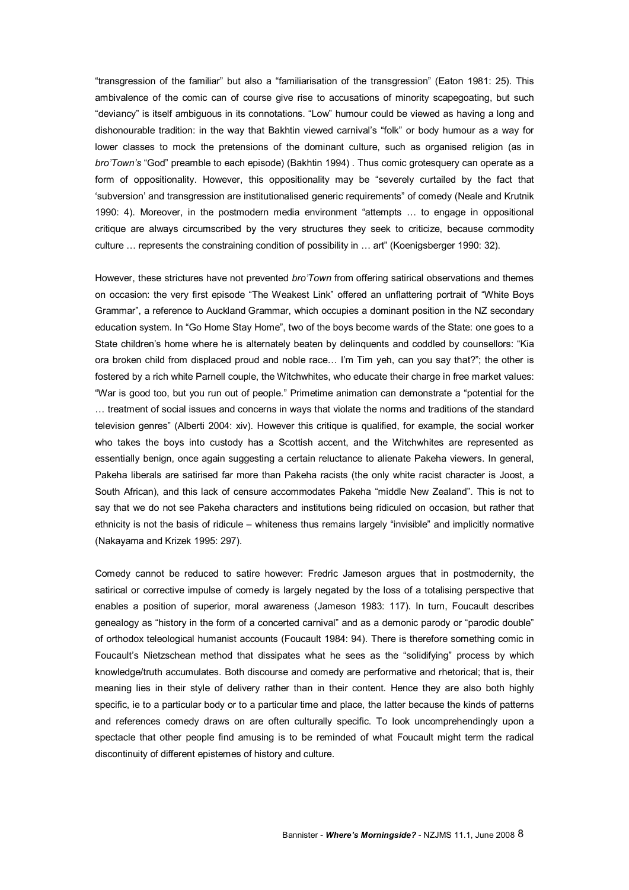"transgression of the familiar" but also a "familiarisation of the transgression" (Eaton 1981: 25). This ambivalence of the comic can of course give rise to accusations of minority scapegoating, but such "deviancy" is itself ambiguous in its connotations. "Low" humour could be viewed as having a long and dishonourable tradition: in the way that Bakhtin viewed carnival's "folk" or body humour as a way for lower classes to mock the pretensions of the dominant culture, such as organised religion (as in *bro'Town's* "God" preamble to each episode) (Bakhtin 1994) . Thus comic grotesquery can operate as a form of oppositionality. However, this oppositionality may be "severely curtailed by the fact that 'subversion' and transgression are institutionalised generic requirements" of comedy (Neale and Krutnik 1990: 4). Moreover, in the postmodern media environment "attempts … to engage in oppositional critique are always circumscribed by the very structures they seek to criticize, because commodity culture … represents the constraining condition of possibility in … art" (Koenigsberger 1990: 32).

However, these strictures have not prevented *bro'Town* from offering satirical observations and themes on occasion: the very first episode "The Weakest Link" offered an unflattering portrait of "White Boys Grammar", a reference to Auckland Grammar, which occupies a dominant position in the NZ secondary education system. In "Go Home Stay Home", two of the boys become wards of the State: one goes to a State children's home where he is alternately beaten by delinquents and coddled by counsellors: "Kia ora broken child from displaced proud and noble race… I'm Tim yeh, can you say that?"; the other is fostered by a rich white Parnell couple, the Witchwhites, who educate their charge in free market values: "War is good too, but you run out of people." Primetime animation can demonstrate a "potential for the … treatment of social issues and concerns in ways that violate the norms and traditions of the standard television genres" (Alberti 2004: xiv). However this critique is qualified, for example, the social worker who takes the boys into custody has a Scottish accent, and the Witchwhites are represented as essentially benign, once again suggesting a certain reluctance to alienate Pakeha viewers. In general, Pakeha liberals are satirised far more than Pakeha racists (the only white racist character is Joost, a South African), and this lack of censure accommodates Pakeha "middle New Zealand". This is not to say that we do not see Pakeha characters and institutions being ridiculed on occasion, but rather that ethnicity is not the basis of ridicule – whiteness thus remains largely "invisible" and implicitly normative (Nakayama and Krizek 1995: 297).

Comedy cannot be reduced to satire however: Fredric Jameson argues that in postmodernity, the satirical or corrective impulse of comedy is largely negated by the loss of a totalising perspective that enables a position of superior, moral awareness (Jameson 1983: 117). In turn, Foucault describes genealogy as "history in the form of a concerted carnival" and as a demonic parody or "parodic double" of orthodox teleological humanist accounts (Foucault 1984: 94). There is therefore something comic in Foucault's Nietzschean method that dissipates what he sees as the "solidifying" process by which knowledge/truth accumulates. Both discourse and comedy are performative and rhetorical; that is, their meaning lies in their style of delivery rather than in their content. Hence they are also both highly specific, ie to a particular body or to a particular time and place, the latter because the kinds of patterns and references comedy draws on are often culturally specific. To look uncomprehendingly upon a spectacle that other people find amusing is to be reminded of what Foucault might term the radical discontinuity of different epistemes of history and culture.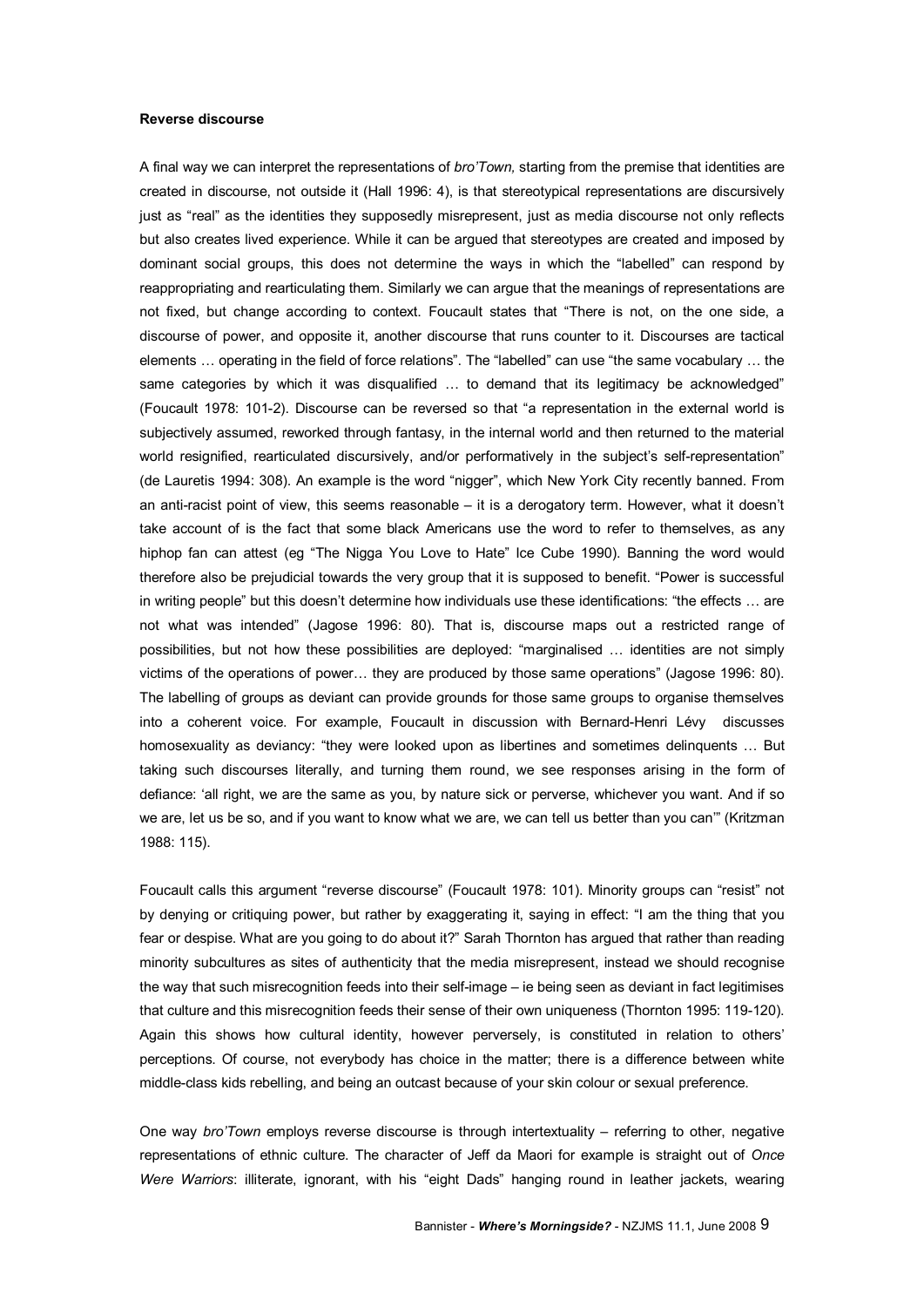**Reverse discourse**

A final way we can interpret the representations of *bro'Town,* starting from the premise that identities are created in discourse, not outside it (Hall 1996: 4), is that stereotypical representations are discursively just as "real" as the identities they supposedly misrepresent, just as media discourse not only reflects but also creates lived experience. While it can be argued that stereotypes are created and imposed by dominant social groups, this does not determine the ways in which the "labelled" can respond by reappropriating and rearticulating them. Similarly we can argue that the meanings of representations are not fixed, but change according to context. Foucault states that "There is not, on the one side, a discourse of power, and opposite it, another discourse that runs counter to it. Discourses are tactical elements … operating in the field of force relations". The "labelled" can use "the same vocabulary … the same categories by which it was disqualified … to demand that its legitimacy be acknowledged" (Foucault 1978: 101-2). Discourse can be reversed so that "a representation in the external world is subjectively assumed, reworked through fantasy, in the internal world and then returned to the material world resignified, rearticulated discursively, and/or performatively in the subject's self-representation" (de Lauretis 1994: 308). An example is the word "nigger", which New York City recently banned. From an anti-racist point of view, this seems reasonable – it is a derogatory term. However, what it doesn't take account of is the fact that some black Americans use the word to refer to themselves, as any hiphop fan can attest (eg "The Nigga You Love to Hate" Ice Cube 1990). Banning the word would therefore also be prejudicial towards the very group that it is supposed to benefit. "Power is successful in writing people" but this doesn't determine how individuals use these identifications: "the effects … are not what was intended" (Jagose 1996: 80). That is, discourse maps out a restricted range of possibilities, but not how these possibilities are deployed: "marginalised … identities are not simply victims of the operations of power… they are produced by those same operations" (Jagose 1996: 80). The labelling of groups as deviant can provide grounds for those same groups to organise themselves into a coherent voice. For example, Foucault in discussion with Bernard-Henri Lévy discusses homosexuality as deviancy: "they were looked upon as libertines and sometimes delinquents … But taking such discourses literally, and turning them round, we see responses arising in the form of defiance: 'all right, we are the same as you, by nature sick or perverse, whichever you want. And if so we are, let us be so, and if you want to know what we are, we can tell us better than you can'" (Kritzman 1988: 115).

Foucault calls this argument "reverse discourse" (Foucault 1978: 101). Minority groups can "resist" not by denying or critiquing power, but rather by exaggerating it, saying in effect: "I am the thing that you fear or despise. What are you going to do about it?" Sarah Thornton has argued that rather than reading minority subcultures as sites of authenticity that the media misrepresent, instead we should recognise the way that such misrecognition feeds into their self-image – ie being seen as deviant in fact legitimises that culture and this misrecognition feeds their sense of their own uniqueness (Thornton 1995: 119-120). Again this shows how cultural identity, however perversely, is constituted in relation to others' perceptions. Of course, not everybody has choice in the matter; there is a difference between white middle-class kids rebelling, and being an outcast because of your skin colour or sexual preference.

One way *bro'Town* employs reverse discourse is through intertextuality – referring to other, negative representations of ethnic culture. The character of Jeff da Maori for example is straight out of *Once Were Warriors*: illiterate, ignorant, with his "eight Dads" hanging round in leather jackets, wearing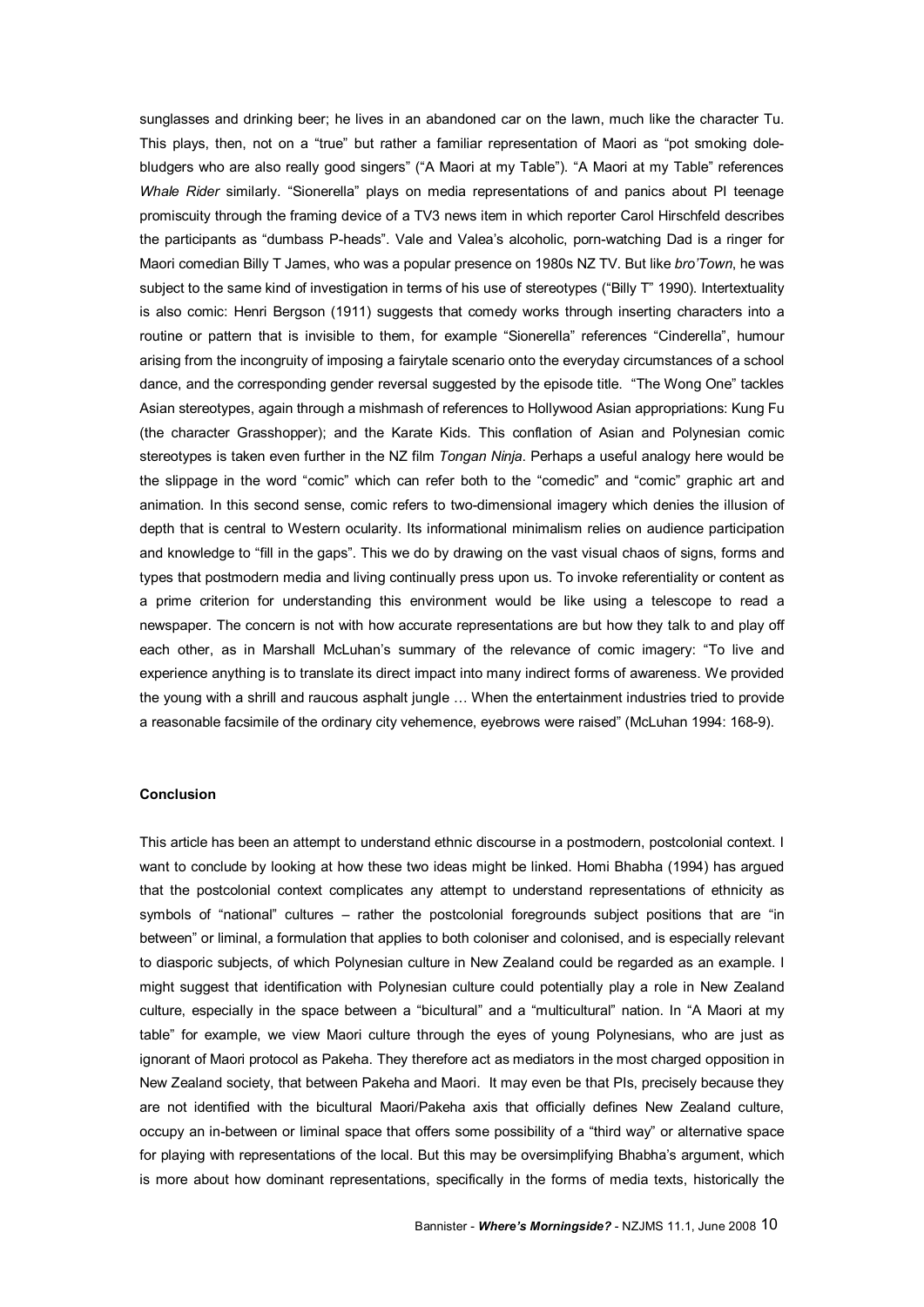sunglasses and drinking beer; he lives in an abandoned car on the lawn, much like the character Tu. This plays, then, not on a "true" but rather a familiar representation of Maori as "pot smoking dole-bludgers who are also really good singers" ("A Maori at my Table"). "A Maori at my Table" references *Whale Rider* similarly. "Sionerella" plays on media representations of and panics about PI teenage promiscuity through the framing device of a TV3 news item in which reporter Carol Hirschfeld describes the participants as "dumbass P-heads". Vale and Valea's alcoholic, porn-watching Dad is a ringer for Maori comedian Billy T James, who was a popular presence on 1980s NZ TV. But like *bro'Town*, he was subject to the same kind of investigation in terms of his use of stereotypes ("Billy T" 1990). Intertextuality is also comic: Henri Bergson (1911) suggests that comedy works through inserting characters into a routine or pattern that is invisible to them, for example "Sionerella" references "Cinderella", humour arising from the incongruity of imposing a fairytale scenario onto the everyday circumstances of a school dance, and the corresponding gender reversal suggested by the episode title. "The Wong One" tackles Asian stereotypes, again through a mishmash of references to Hollywood Asian appropriations: Kung Fu (the character Grasshopper); and the Karate Kids. This conflation of Asian and Polynesian comic stereotypes is taken even further in the NZ film *Tongan Ninja*. Perhaps a useful analogy here would be the slippage in the word "comic" which can refer both to the "comedic" and "comic" graphic art and animation. In this second sense, comic refers to two-dimensional imagery which denies the illusion of depth that is central to Western ocularity. Its informational minimalism relies on audience participation and knowledge to "fill in the gaps". This we do by drawing on the vast visual chaos of signs, forms and types that postmodern media and living continually press upon us. To invoke referentiality or content as a prime criterion for understanding this environment would be like using a telescope to read a newspaper. The concern is not with how accurate representations are but how they talk to and play off each other, as in Marshall McLuhan's summary of the relevance of comic imagery: "To live and experience anything is to translate its direct impact into many indirect forms of awareness. We provided the young with a shrill and raucous asphalt jungle … When the entertainment industries tried to provide a reasonable facsimile of the ordinary city vehemence, eyebrows were raised" (McLuhan 1994: 168-9).

## Conclusion

This article has been an attempt to understand ethnic discourse in a postmodern, postcolonial context. I want to conclude by looking at how these two ideas might be linked. Homi Bhabha (1994) has argued that the postcolonial context complicates any attempt to understand representations of ethnicity as symbols of "national" cultures – rather the postcolonial foregrounds subject positions that are "in between" or liminal, a formulation that applies to both coloniser and colonised, and is especially relevant to diasporic subjects, of which Polynesian culture in New Zealand could be regarded as an example. I might suggest that identification with Polynesian culture could potentially play a role in New Zealand culture, especially in the space between a "bicultural" and a "multicultural" nation. In "A Maori at my table" for example, we view Maori culture through the eyes of young Polynesians, who are just as ignorant of Maori protocol as Pakeha. They therefore act as mediators in the most charged opposition in New Zealand society, that between Pakeha and Maori. It may even be that PIs, precisely because they are not identified with the bicultural Maori/Pakeha axis that officially defines New Zealand culture, occupy an in-between or liminal space that offers some possibility of a "third way" or alternative space for playing with representations of the local. But this may be oversimplifying Bhabha's argument, which is more about how dominant representations, specifically in the forms of media texts, historically the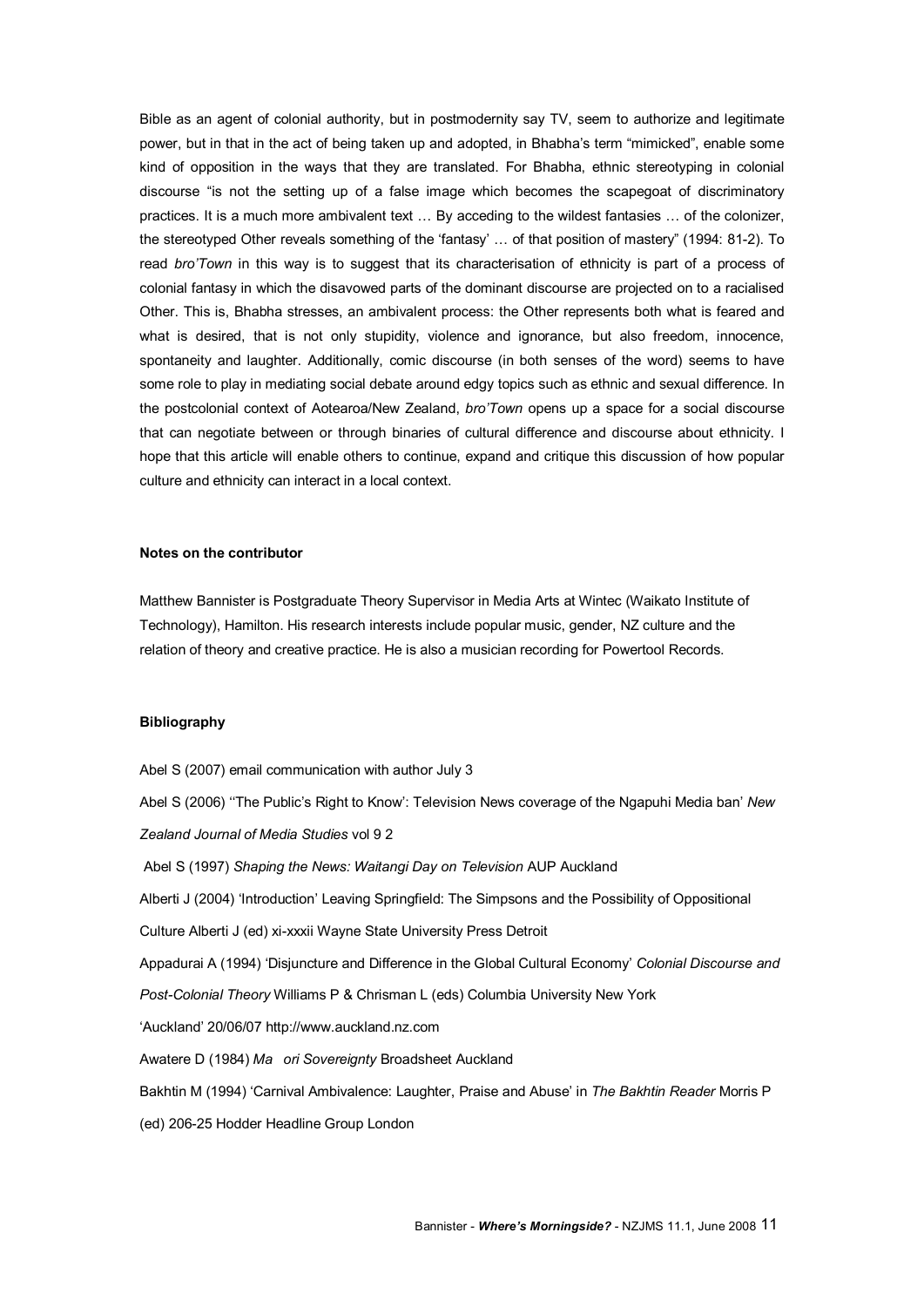Bible as an agent of colonial authority, but in postmodernity say TV, seem to authorize and legitimate power, but in that in the act of being taken up and adopted, in Bhabha's term "mimicked", enable some kind of opposition in the ways that they are translated. For Bhabha, ethnic stereotyping in colonial discourse "is not the setting up of a false image which becomes the scapegoat of discriminatory practices. It is a much more ambivalent text … By acceding to the wildest fantasies … of the colonizer, the stereotyped Other reveals something of the 'fantasy' … of that position of mastery" (1994: 81-2). To read *bro'Town* in this way is to suggest that its characterisation of ethnicity is part of a process of colonial fantasy in which the disavowed parts of the dominant discourse are projected on to a racialised Other. This is, Bhabha stresses, an ambivalent process: the Other represents both what is feared and what is desired, that is not only stupidity, violence and ignorance, but also freedom, innocence, spontaneity and laughter. Additionally, comic discourse (in both senses of the word) seems to have some role to play in mediating social debate around edgy topics such as ethnic and sexual difference. In the postcolonial context of Aotearoa/New Zealand, *bro'Town* opens up a space for a social discourse that can negotiate between or through binaries of cultural difference and discourse about ethnicity. I hope that this article will enable others to continue, expand and critique this discussion of how popular culture and ethnicity can interact in a local context.

**Notes on the contributor**

Matthew Bannister is Postgraduate Theory Supervisor in Media Arts at Wintec (Waikato Institute of Technology), Hamilton. His research interests include popular music, gender, NZ culture and the relation of theory and creative practice. He is also a musician recording for Powertool Records.

**Bibliography**

Abel S (2007) email communication with author July 3

Abel S (2006) ''The Public's Right to Know': Television News coverage of the Ngapuhi Media ban' *New Zealand Journal of Media Studies* vol 9 2

Abel S (1997) *Shaping the News: Waitangi Day on Television* AUP Auckland

Alberti J (2004) 'Introduction' Leaving Springfield: The Simpsons and the Possibility of Oppositional Culture Alberti J (ed) xi-xxxii Wayne State University Press Detroit

Appadurai A (1994) 'Disjuncture and Difference in the Global Cultural Economy' *Colonial Discourse and Post-Colonial Theory* Williams P & Chrisman L (eds) Columbia University New York

'Auckland' 20/06/07 http://www.auckland.nz.com

Awatere D (1984) *Ma ori Sovereignty* Broadsheet Auckland

Bakhtin M (1994) 'Carnival Ambivalence: Laughter, Praise and Abuse' in *The Bakhtin Reader* Morris P (ed) 206-25 Hodder Headline Group London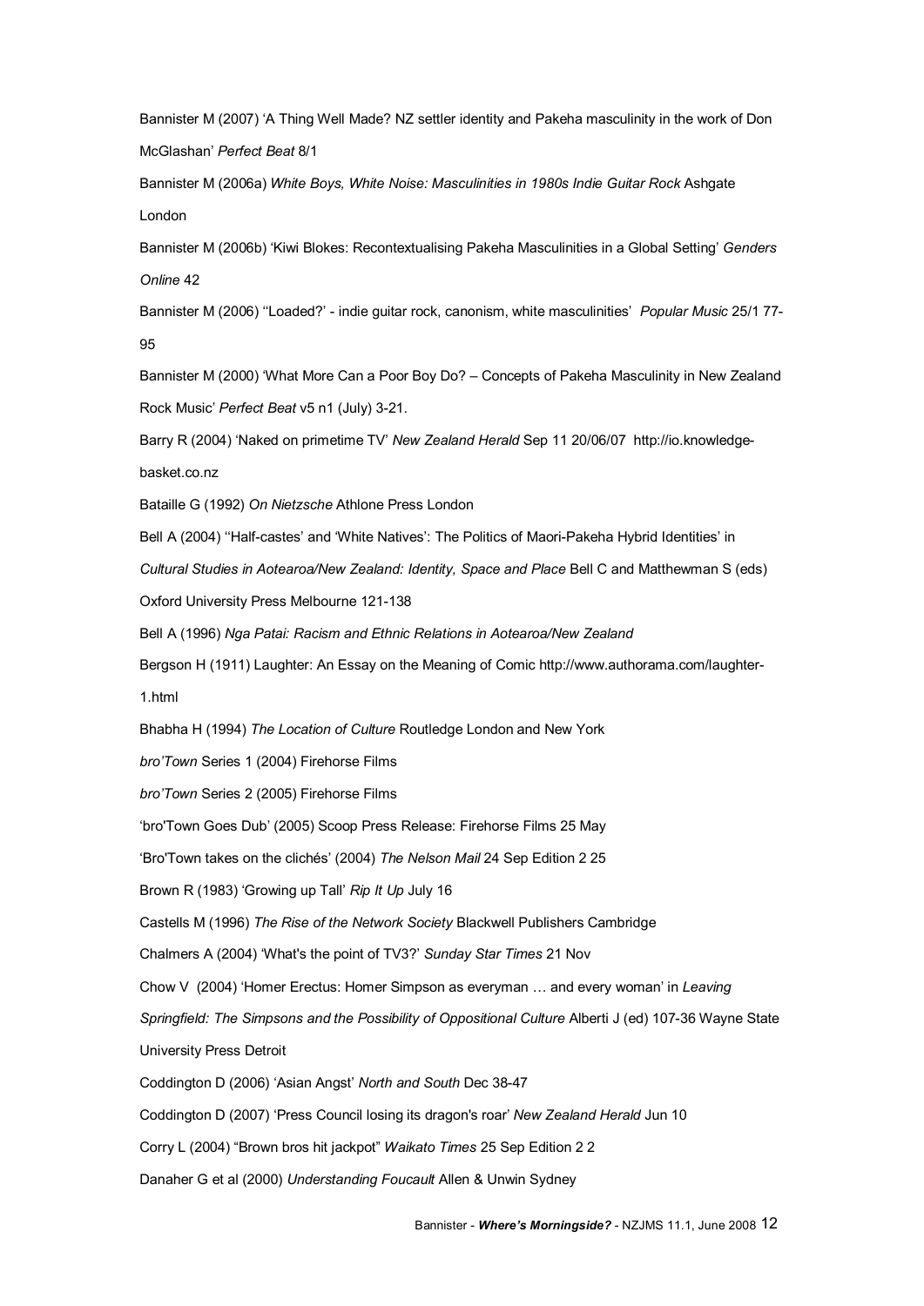Bannister M (2007) 'A Thing Well Made? NZ settler identity and Pakeha masculinity in the work of Don McGlashan' *Perfect Beat* 8/1

Bannister M (2006a) *White Boys, White Noise: Masculinities in 1980s Indie Guitar Rock* Ashgate London

Bannister M (2006b) 'Kiwi Blokes: Recontextualising Pakeha Masculinities in a Global Setting' *Genders Online* 42

Bannister M (2006) ''Loaded?' - indie guitar rock, canonism, white masculinities' *Popular Music* 25/1 77-95

Bannister M (2000) 'What More Can a Poor Boy Do? – Concepts of Pakeha Masculinity in New Zealand Rock Music' *Perfect Beat* v5 n1 (July) 3-21.

Barry R (2004) 'Naked on primetime TV' *New Zealand Herald* Sep 11 20/06/07 http://io.knowledge-basket.co.nz

Bataille G (1992) *On Nietzsche* Athlone Press London

Bell A (2004) ''Half-castes' and 'White Natives': The Politics of Maori-Pakeha Hybrid Identities' in *Cultural Studies in Aotearoa/New Zealand: Identity, Space and Place* Bell C and Matthewman S (eds) Oxford University Press Melbourne 121-138

Bell A (1996) *Nga Patai: Racism and Ethnic Relations in Aotearoa/New Zealand*

Bergson H (1911) Laughter: An Essay on the Meaning of Comic http://www.authorama.com/laughter-1.html

Bhabha H (1994) *The Location of Culture* Routledge London and New York

*bro'Town* Series 1 (2004) Firehorse Films

*bro'Town* Series 2 (2005) Firehorse Films

'bro'Town Goes Dub' (2005) Scoop Press Release: Firehorse Films 25 May

'Bro'Town takes on the clichés' (2004) *The Nelson Mail* 24 Sep Edition 2 25

Brown R (1983) 'Growing up Tall' *Rip It Up* July 16

Castells M (1996) *The Rise of the Network Society* Blackwell Publishers Cambridge

Chalmers A (2004) 'What's the point of TV3?' *Sunday Star Times* 21 Nov

Chow V (2004) 'Homer Erectus: Homer Simpson as everyman … and every woman' in *Leaving Springfield: The Simpsons and the Possibility of Oppositional Culture* Alberti J (ed) 107-36 Wayne State University Press Detroit

Coddington D (2006) 'Asian Angst' *North and South* Dec 38-47

Coddington D (2007) 'Press Council losing its dragon's roar' *New Zealand Herald* Jun 10

Corry L (2004) "Brown bros hit jackpot" *Waikato Times* 25 Sep Edition 2 2

Danaher G et al (2000) *Understanding Foucault* Allen & Unwin Sydney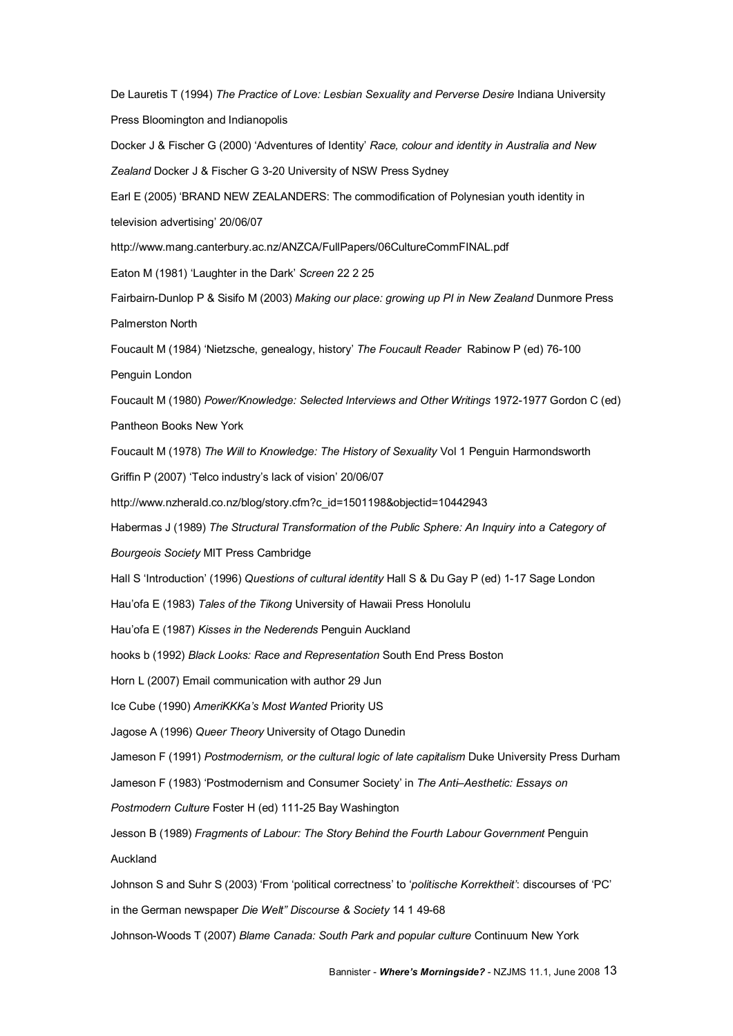De Lauretis T (1994) *The Practice of Love: Lesbian Sexuality and Perverse Desire* Indiana University Press Bloomington and Indianopolis

Docker J & Fischer G (2000) 'Adventures of Identity' *Race, colour and identity in Australia and New Zealand* Docker J & Fischer G 3-20 University of NSW Press Sydney

Earl E (2005) 'BRAND NEW ZEALANDERS: The commodification of Polynesian youth identity in television advertising' 20/06/07 http://www.mang.canterbury.ac.nz/ANZCA/FullPapers/06CultureCommFINAL.pdf

Eaton M (1981) 'Laughter in the Dark' *Screen* 22 2 25

Fairbairn-Dunlop P & Sisifo M (2003) *Making our place: growing up PI in New Zealand* Dunmore Press Palmerston North

Foucault M (1984) 'Nietzsche, genealogy, history' *The Foucault Reader* Rabinow P (ed) 76-100 Penguin London

Foucault M (1980) *Power/Knowledge: Selected Interviews and Other Writings* 1972-1977 Gordon C (ed) Pantheon Books New York

Foucault M (1978) *The Will to Knowledge: The History of Sexuality* Vol 1 Penguin Harmondsworth

Griffin P (2007) 'Telco industry's lack of vision' 20/06/07 http://www.nzherald.co.nz/blog/story.cfm?c_id=1501198&objectid=10442943

Habermas J (1989) *The Structural Transformation of the Public Sphere: An Inquiry into a Category of Bourgeois Society* MIT Press Cambridge

Hall S 'Introduction' (1996) *Questions of cultural identity* Hall S & Du Gay P (ed) 1-17 Sage London

Hau'ofa E (1983) *Tales of the Tikong* University of Hawaii Press Honolulu

Hau'ofa E (1987) *Kisses in the Nederends* Penguin Auckland

hooks b (1992) *Black Looks: Race and Representation* South End Press Boston

Horn L (2007) Email communication with author 29 Jun

Ice Cube (1990) *AmeriKKKa's Most Wanted* Priority US

Jagose A (1996) *Queer Theory* University of Otago Dunedin

Jameson F (1991) *Postmodernism, or the cultural logic of late capitalism* Duke University Press Durham

Jameson F (1983) 'Postmodernism and Consumer Society' in *The Anti–Aesthetic: Essays on Postmodern Culture* Foster H (ed) 111-25 Bay Washington

Jesson B (1989) *Fragments of Labour: The Story Behind the Fourth Labour Government* Penguin Auckland

Johnson S and Suhr S (2003) 'From 'political correctness' to '*politische Korrektheit'*: discourses of 'PC' in the German newspaper *Die Welt" Discourse & Society* 14 1 49-68

Johnson-Woods T (2007) *Blame Canada: South Park and popular culture* Continuum New York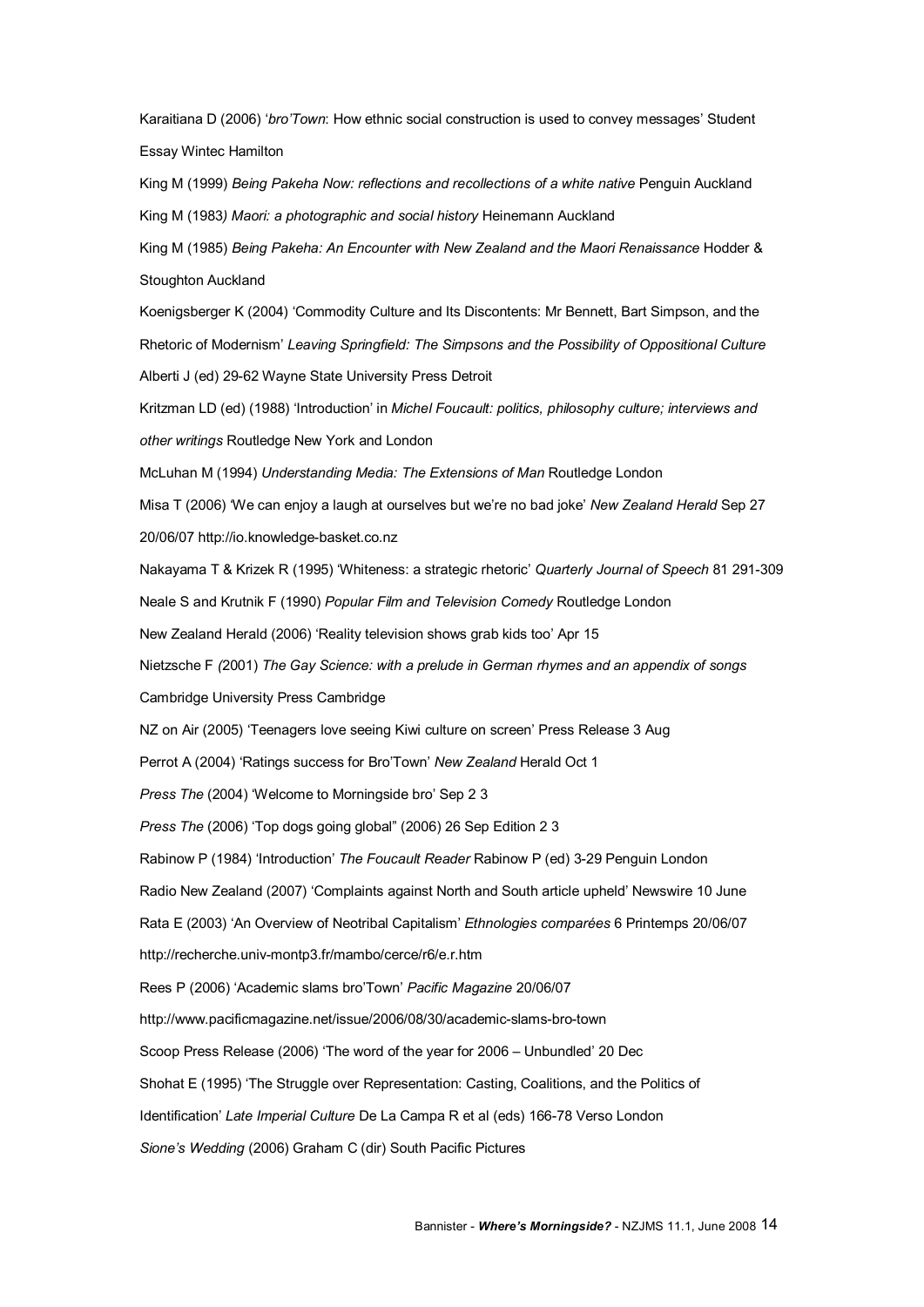Karaitiana D (2006) '*bro'Town*: How ethnic social construction is used to convey messages' Student Essay Wintec Hamilton

King M (1999) *Being Pakeha Now: reflections and recollections of a white native* Penguin Auckland

King M (1983*) Maori: a photographic and social history* Heinemann Auckland

King M (1985) *Being Pakeha: An Encounter with New Zealand and the Maori Renaissance* Hodder & Stoughton Auckland

Koenigsberger K (2004) 'Commodity Culture and Its Discontents: Mr Bennett, Bart Simpson, and the Rhetoric of Modernism' *Leaving Springfield: The Simpsons and the Possibility of Oppositional Culture* Alberti J (ed) 29-62 Wayne State University Press Detroit

Kritzman LD (ed) (1988) 'Introduction' in *Michel Foucault: politics, philosophy culture; interviews and other writings* Routledge New York and London

McLuhan M (1994) *Understanding Media: The Extensions of Man* Routledge London

Misa T (2006) 'We can enjoy a laugh at ourselves but we're no bad joke' *New Zealand Herald* Sep 27 20/06/07 http://io.knowledge-basket.co.nz

Nakayama T & Krizek R (1995) 'Whiteness: a strategic rhetoric' *Quarterly Journal of Speech* 81 291-309

Neale S and Krutnik F (1990) *Popular Film and Television Comedy* Routledge London

New Zealand Herald (2006) 'Reality television shows grab kids too' Apr 15

Nietzsche F *(*2001) *The Gay Science: with a prelude in German rhymes and an appendix of songs* Cambridge University Press Cambridge

NZ on Air (2005) 'Teenagers love seeing Kiwi culture on screen' Press Release 3 Aug

Perrot A (2004) 'Ratings success for Bro'Town' *New Zealand* Herald Oct 1

*Press The* (2004) 'Welcome to Morningside bro' Sep 2 3

*Press The* (2006) 'Top dogs going global" (2006) 26 Sep Edition 2 3

Rabinow P (1984) 'Introduction' *The Foucault Reader* Rabinow P (ed) 3-29 Penguin London

Radio New Zealand (2007) 'Complaints against North and South article upheld' Newswire 10 June

Rata E (2003) 'An Overview of Neotribal Capitalism' *Ethnologies comparées* 6 Printemps 20/06/07 http://recherche.univ-montp3.fr/mambo/cerce/r6/e.r.htm

Rees P (2006) 'Academic slams bro'Town' *Pacific Magazine* 20/06/07 http://www.pacificmagazine.net/issue/2006/08/30/academic-slams-bro-town

Scoop Press Release (2006) 'The word of the year for 2006 – Unbundled' 20 Dec

Shohat E (1995) 'The Struggle over Representation: Casting, Coalitions, and the Politics of Identification' *Late Imperial Culture* De La Campa R et al (eds) 166-78 Verso London

*Sione's Wedding* (2006) Graham C (dir) South Pacific Pictures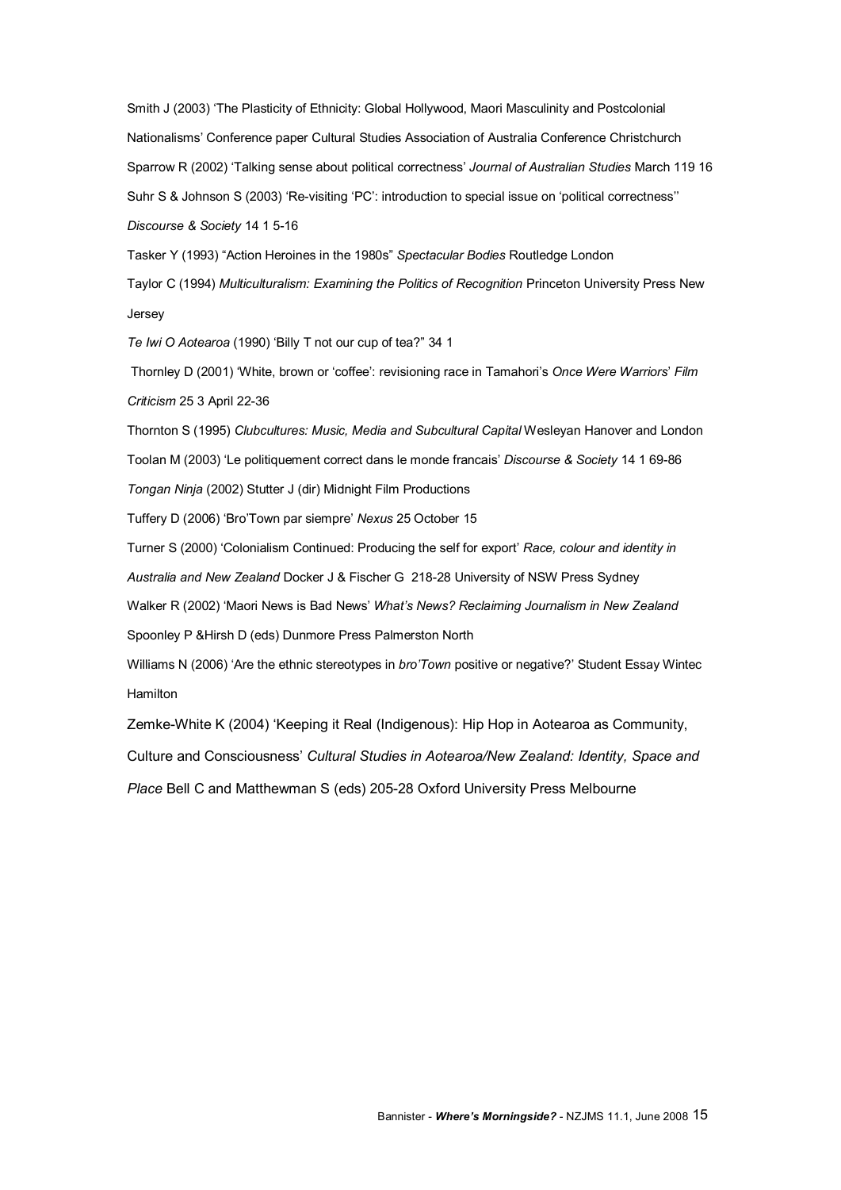Smith J (2003) 'The Plasticity of Ethnicity: Global Hollywood, Maori Masculinity and Postcolonial Nationalisms' Conference paper Cultural Studies Association of Australia Conference Christchurch

Sparrow R (2002) 'Talking sense about political correctness' *Journal of Australian Studies* March 119 16

Suhr S & Johnson S (2003) 'Re-visiting 'PC': introduction to special issue on 'political correctness'' *Discourse & Society* 14 1 5-16

Tasker Y (1993) "Action Heroines in the 1980s" *Spectacular Bodies* Routledge London

Taylor C (1994) *Multiculturalism: Examining the Politics of Recognition* Princeton University Press New Jersey

*Te Iwi O Aotearoa* (1990) 'Billy T not our cup of tea?" 34 1

Thornley D (2001) 'White, brown or 'coffee': revisioning race in Tamahori's *Once Were Warriors*' *Film Criticism* 25 3 April 22-36

Thornton S (1995) *Clubcultures: Music, Media and Subcultural Capital* Wesleyan Hanover and London

Toolan M (2003) 'Le politiquement correct dans le monde francais' *Discourse & Society* 14 1 69-86

*Tongan Ninja* (2002) Stutter J (dir) Midnight Film Productions

Tuffery D (2006) 'Bro'Town par siempre' *Nexus* 25 October 15

Turner S (2000) 'Colonialism Continued: Producing the self for export' *Race, colour and identity in Australia and New Zealand* Docker J & Fischer G 218-28 University of NSW Press Sydney

Walker R (2002) 'Maori News is Bad News' *What's News? Reclaiming Journalism in New Zealand* Spoonley P &Hirsh D (eds) Dunmore Press Palmerston North

Williams N (2006) 'Are the ethnic stereotypes in *bro'Town* positive or negative?' Student Essay Wintec Hamilton

Zemke-White K (2004) 'Keeping it Real (Indigenous): Hip Hop in Aotearoa as Community, Culture and Consciousness' *Cultural Studies in Aotearoa/New Zealand: Identity, Space and Place* Bell C and Matthewman S (eds) 205-28 Oxford University Press Melbourne